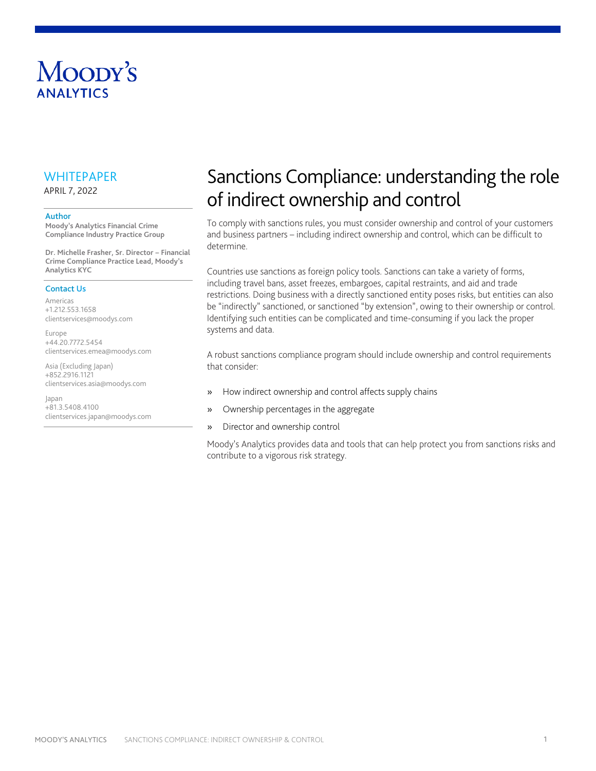MOODY'S ANALYTICS

WHITEPAPER

APRIL 7, 2022

**Author**

**Moody's Analytics Financial Crime Compliance Industry Practice Group**

**Dr. Michelle Frasher, Sr. Director – Financial Crime Compliance Practice Lead, Moody's Analytics KYC**

**Contact Us**

Americas
+1.212.553.1658
clientservices@moodys.com

Europe
+44.20.7772.5454
clientservices.emea@moodys.com

Asia (Excluding Japan)
+852.2916.1121
clientservices.asia@moodys.com

Japan
+81.3.5408.4100
clientservices.japan@moodys.com

# Sanctions Compliance: understanding the role of indirect ownership and control

To comply with sanctions rules, you must consider ownership and control of your customers and business partners – including indirect ownership and control, which can be difficult to determine.

Countries use sanctions as foreign policy tools. Sanctions can take a variety of forms, including travel bans, asset freezes, embargoes, capital restraints, and aid and trade restrictions. Doing business with a directly sanctioned entity poses risks, but entities can also be "indirectly" sanctioned, or sanctioned "by extension", owing to their ownership or control. Identifying such entities can be complicated and time-consuming if you lack the proper systems and data.

A robust sanctions compliance program should include ownership and control requirements that consider:

- How indirect ownership and control affects supply chains
- Ownership percentages in the aggregate
- Director and ownership control

Moody's Analytics provides data and tools that can help protect you from sanctions risks and contribute to a vigorous risk strategy.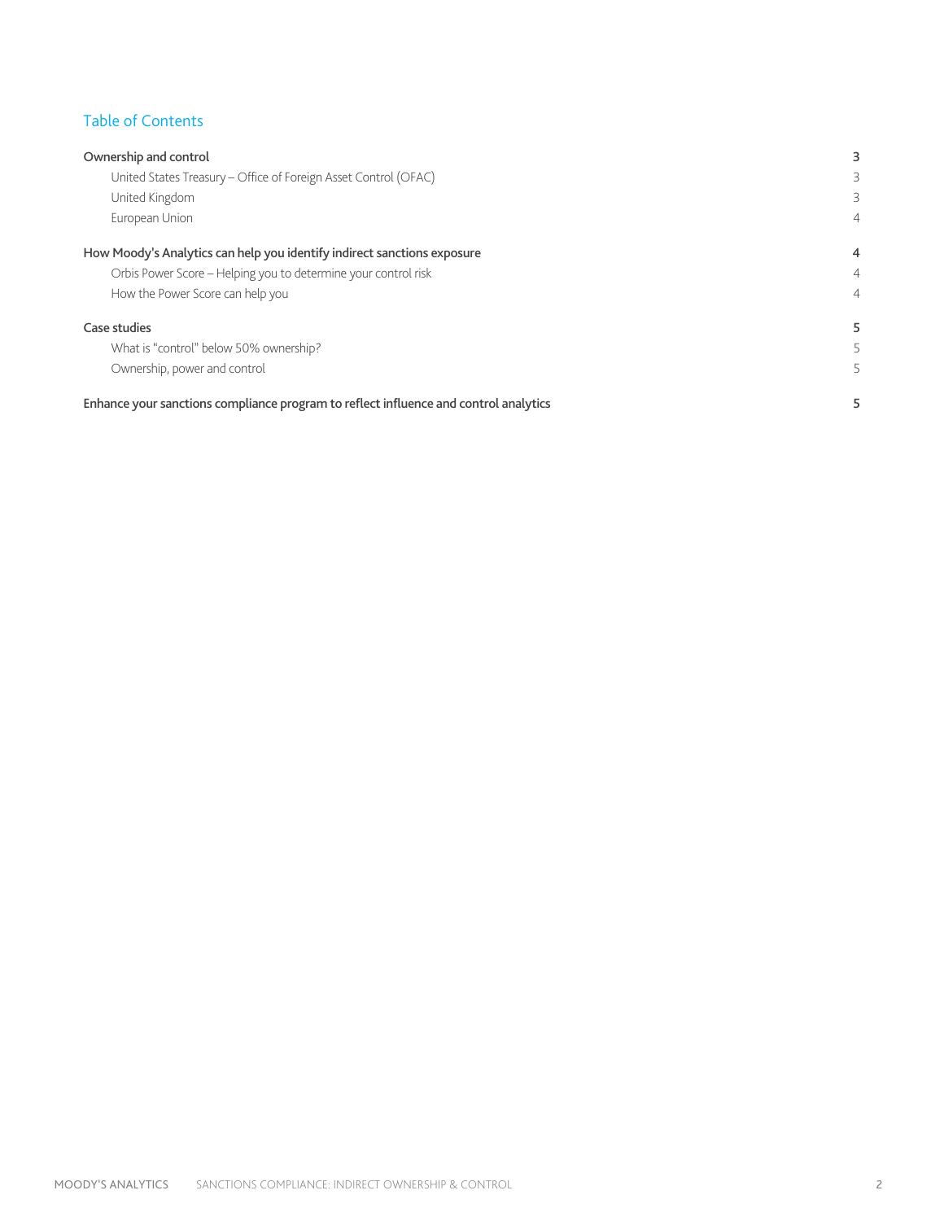## Table of Contents

| | |
|---|---|
| **Ownership and control** | **3** |
| United States Treasury – Office of Foreign Asset Control (OFAC) | 3 |
| United Kingdom | 3 |
| European Union | 4 |
| **How Moody's Analytics can help you identify indirect sanctions exposure** | **4** |
| Orbis Power Score – Helping you to determine your control risk | 4 |
| How the Power Score can help you | 4 |
| **Case studies** | **5** |
| What is "control" below 50% ownership? | 5 |
| Ownership, power and control | 5 |
| **Enhance your sanctions compliance program to reflect influence and control analytics** | **5** |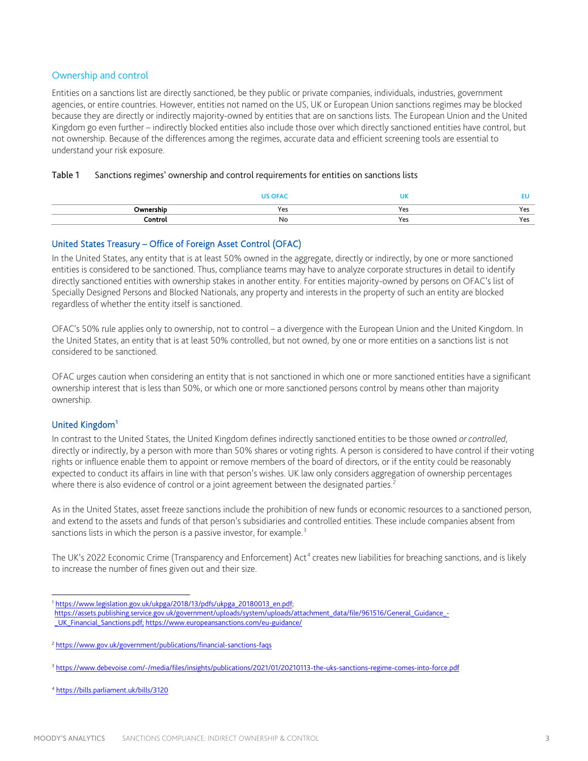## Ownership and control

Entities on a sanctions list are directly sanctioned, be they public or private companies, individuals, industries, government agencies, or entire countries. However, entities not named on the US, UK or European Union sanctions regimes may be blocked because they are directly or indirectly majority-owned by entities that are on sanctions lists. The European Union and the United Kingdom go even further – indirectly blocked entities also include those over which directly sanctioned entities have control, but not ownership. Because of the differences among the regimes, accurate data and efficient screening tools are essential to understand your risk exposure.

Table 1 Sanctions regimes' ownership and control requirements for entities on sanctions lists

| | US OFAC | UK | EU |
|---|---|---|---|
| **Ownership** | Yes | Yes | Yes |
| **Control** | No | Yes | Yes |

### United States Treasury – Office of Foreign Asset Control (OFAC)

In the United States, any entity that is at least 50% owned in the aggregate, directly or indirectly, by one or more sanctioned entities is considered to be sanctioned. Thus, compliance teams may have to analyze corporate structures in detail to identify directly sanctioned entities with ownership stakes in another entity. For entities majority-owned by persons on OFAC's list of Specially Designed Persons and Blocked Nationals, any property and interests in the property of such an entity are blocked regardless of whether the entity itself is sanctioned.

OFAC's 50% rule applies only to ownership, not to control – a divergence with the European Union and the United Kingdom. In the United States, an entity that is at least 50% controlled, but not owned, by one or more entities on a sanctions list is not considered to be sanctioned.

OFAC urges caution when considering an entity that is not sanctioned in which one or more sanctioned entities have a significant ownership interest that is less than 50%, or which one or more sanctioned persons control by means other than majority ownership.

### United Kingdom[1]

In contrast to the United States, the United Kingdom defines indirectly sanctioned entities to be those owned *or controlled*, directly or indirectly, by a person with more than 50% shares or voting rights. A person is considered to have control if their voting rights or influence enable them to appoint or remove members of the board of directors, or if the entity could be reasonably expected to conduct its affairs in line with that person's wishes. UK law only considers aggregation of ownership percentages where there is also evidence of control or a joint agreement between the designated parties.[2]

As in the United States, asset freeze sanctions include the prohibition of new funds or economic resources to a sanctioned person, and extend to the assets and funds of that person's subsidiaries and controlled entities. These include companies absent from sanctions lists in which the person is a passive investor, for example.[3]

The UK's 2022 Economic Crime (Transparency and Enforcement) Act[4] creates new liabilities for breaching sanctions, and is likely to increase the number of fines given out and their size.

---

[1] https://www.legislation.gov.uk/ukpga/2018/13/pdfs/ukpga_20180013_en.pdf; https://assets.publishing.service.gov.uk/government/uploads/system/uploads/attachment_data/file/961516/General_Guidance_-_UK_Financial_Sanctions.pdf; https://www.europeansanctions.com/eu-guidance/

[2] https://www.gov.uk/government/publications/financial-sanctions-faqs

[3] https://www.debevoise.com/-/media/files/insights/publications/2021/01/20210113-the-uks-sanctions-regime-comes-into-force.pdf

[4] https://bills.parliament.uk/bills/3120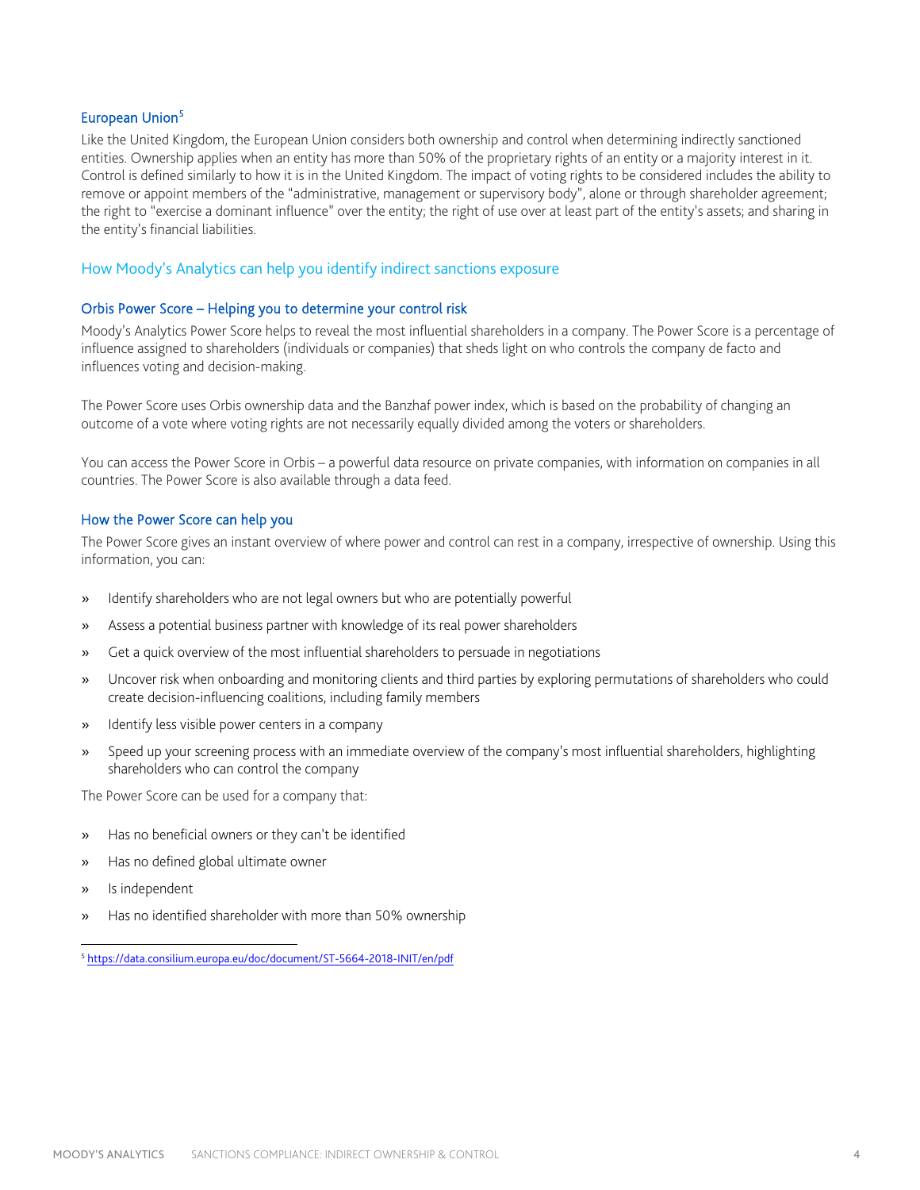### European Union[5]

Like the United Kingdom, the European Union considers both ownership and control when determining indirectly sanctioned entities. Ownership applies when an entity has more than 50% of the proprietary rights of an entity or a majority interest in it. Control is defined similarly to how it is in the United Kingdom. The impact of voting rights to be considered includes the ability to remove or appoint members of the "administrative, management or supervisory body", alone or through shareholder agreement; the right to "exercise a dominant influence" over the entity; the right of use over at least part of the entity's assets; and sharing in the entity's financial liabilities.

## How Moody's Analytics can help you identify indirect sanctions exposure

### Orbis Power Score – Helping you to determine your control risk

Moody's Analytics Power Score helps to reveal the most influential shareholders in a company. The Power Score is a percentage of influence assigned to shareholders (individuals or companies) that sheds light on who controls the company de facto and influences voting and decision-making.

The Power Score uses Orbis ownership data and the Banzhaf power index, which is based on the probability of changing an outcome of a vote where voting rights are not necessarily equally divided among the voters or shareholders.

You can access the Power Score in Orbis – a powerful data resource on private companies, with information on companies in all countries. The Power Score is also available through a data feed.

### How the Power Score can help you

The Power Score gives an instant overview of where power and control can rest in a company, irrespective of ownership. Using this information, you can:

- Identify shareholders who are not legal owners but who are potentially powerful
- Assess a potential business partner with knowledge of its real power shareholders
- Get a quick overview of the most influential shareholders to persuade in negotiations
- Uncover risk when onboarding and monitoring clients and third parties by exploring permutations of shareholders who could create decision-influencing coalitions, including family members
- Identify less visible power centers in a company
- Speed up your screening process with an immediate overview of the company's most influential shareholders, highlighting shareholders who can control the company

The Power Score can be used for a company that:

- Has no beneficial owners or they can't be identified
- Has no defined global ultimate owner
- Is independent
- Has no identified shareholder with more than 50% ownership

[5] https://data.consilium.europa.eu/doc/document/ST-5664-2018-INIT/en/pdf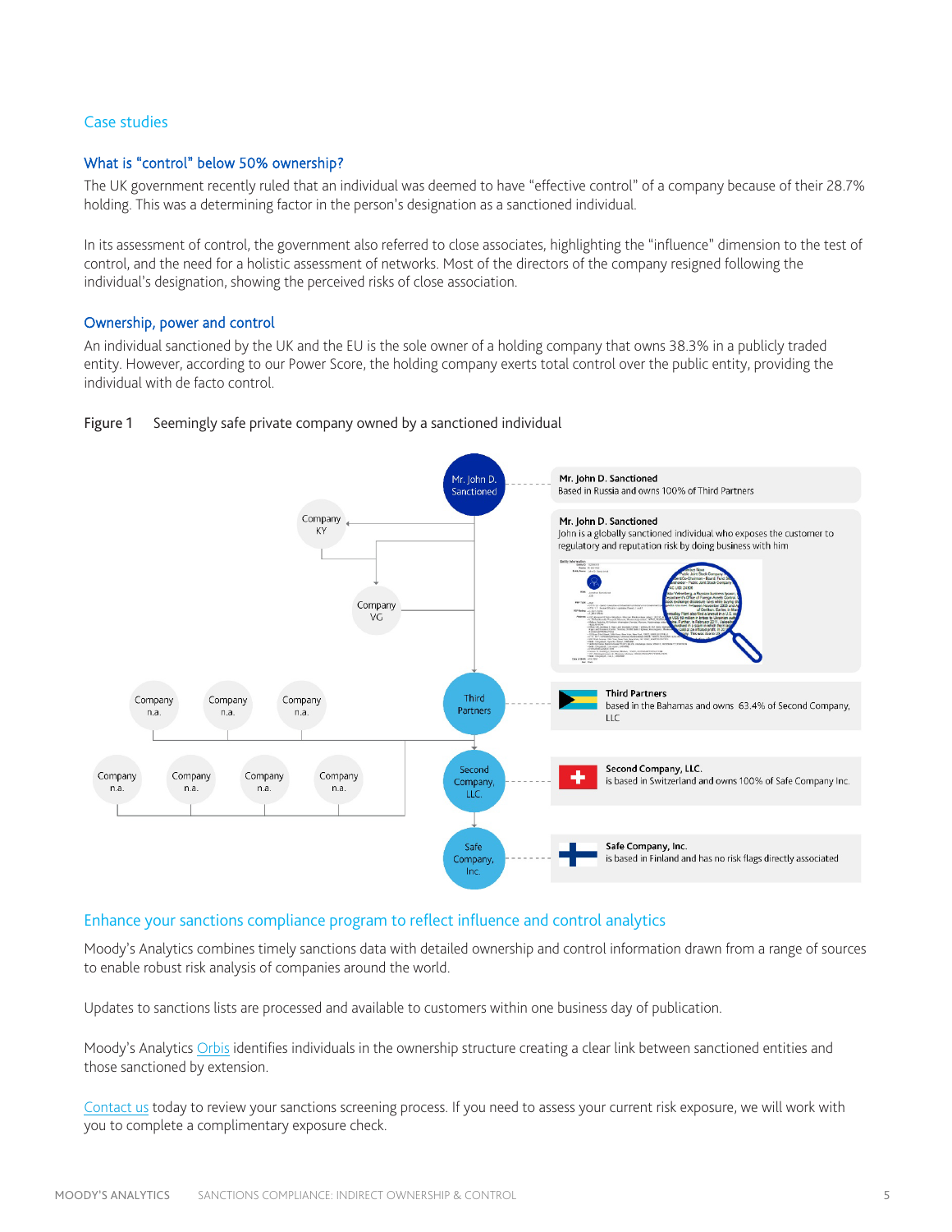## Case studies

### What is “control” below 50% ownership?

The UK government recently ruled that an individual was deemed to have “effective control” of a company because of their 28.7% holding. This was a determining factor in the person's designation as a sanctioned individual.

In its assessment of control, the government also referred to close associates, highlighting the “influence” dimension to the test of control, and the need for a holistic assessment of networks. Most of the directors of the company resigned following the individual's designation, showing the perceived risks of close association.

### Ownership, power and control

An individual sanctioned by the UK and the EU is the sole owner of a holding company that owns 38.3% in a publicly traded entity. However, according to our Power Score, the holding company exerts total control over the public entity, providing the individual with de facto control.

Figure 1 Seemingly safe private company owned by a sanctioned individual

**Mr. John D. Sanctioned**
Based in Russia and owns 100% of Third Partners

**Mr. John D. Sanctioned**
John is a globally sanctioned individual who exposes the customer to regulatory and reputation risk by doing business with him

**Third Partners**
based in the Bahamas and owns 63.4% of Second Company, LLC

**Second Company, LLC.**
is based in Switzerland and owns 100% of Safe Company Inc.

**Safe Company, Inc.**
is based in Finland and has no risk flags directly associated

### Enhance your sanctions compliance program to reflect influence and control analytics

Moody's Analytics combines timely sanctions data with detailed ownership and control information drawn from a range of sources to enable robust risk analysis of companies around the world.

Updates to sanctions lists are processed and available to customers within one business day of publication.

Moody's Analytics Orbis identifies individuals in the ownership structure creating a clear link between sanctioned entities and those sanctioned by extension.

Contact us today to review your sanctions screening process. If you need to assess your current risk exposure, we will work with you to complete a complimentary exposure check.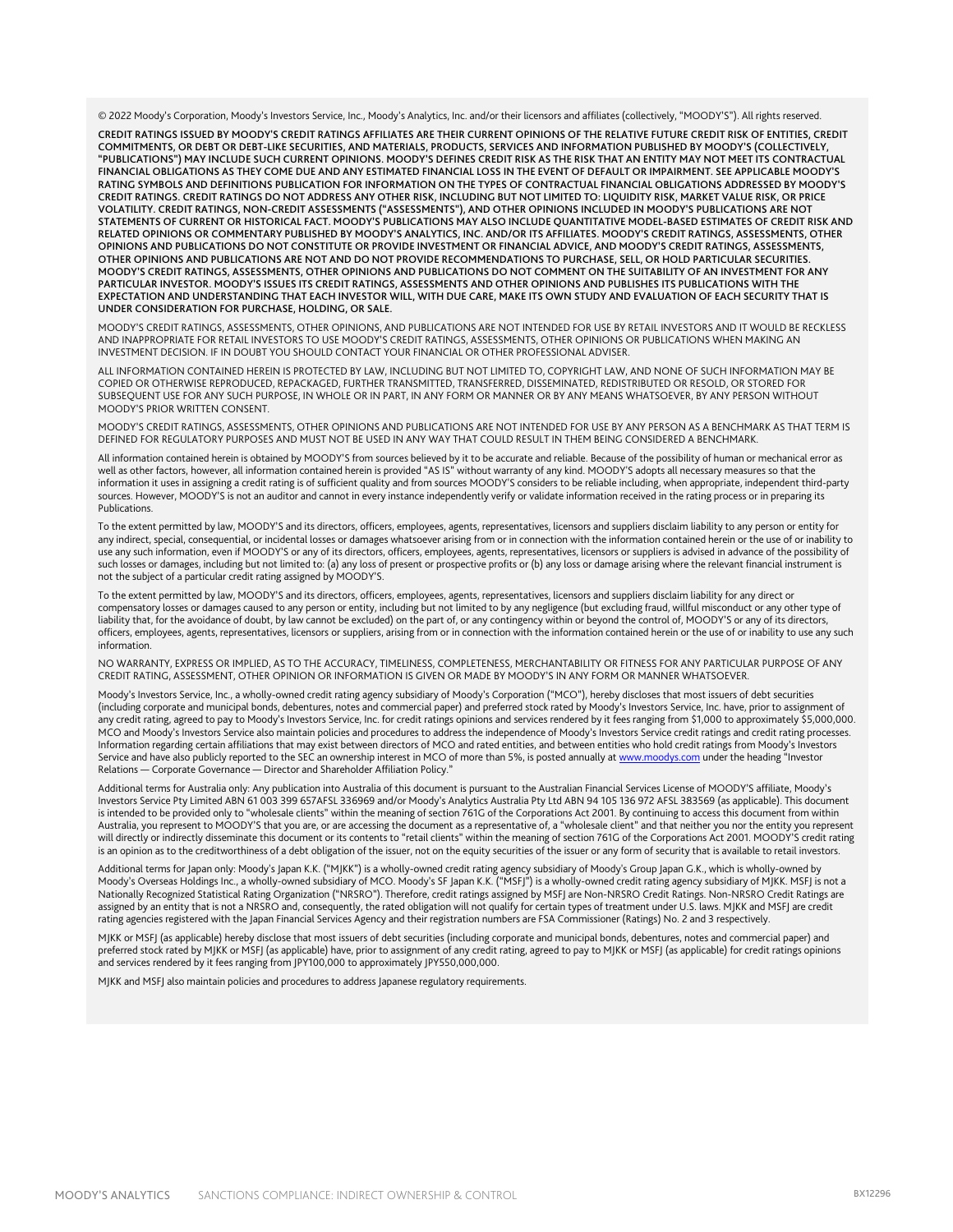© 2022 Moody's Corporation, Moody's Investors Service, Inc., Moody's Analytics, Inc. and/or their licensors and affiliates (collectively, "MOODY'S"). All rights reserved.

CREDIT RATINGS ISSUED BY MOODY'S CREDIT RATINGS AFFILIATES ARE THEIR CURRENT OPINIONS OF THE RELATIVE FUTURE CREDIT RISK OF ENTITIES, CREDIT COMMITMENTS, OR DEBT OR DEBT-LIKE SECURITIES, AND MATERIALS, PRODUCTS, SERVICES AND INFORMATION PUBLISHED BY MOODY'S (COLLECTIVELY, "PUBLICATIONS") MAY INCLUDE SUCH CURRENT OPINIONS. MOODY'S DEFINES CREDIT RISK AS THE RISK THAT AN ENTITY MAY NOT MEET ITS CONTRACTUAL FINANCIAL OBLIGATIONS AS THEY COME DUE AND ANY ESTIMATED FINANCIAL LOSS IN THE EVENT OF DEFAULT OR IMPAIRMENT. SEE APPLICABLE MOODY'S RATING SYMBOLS AND DEFINITIONS PUBLICATION FOR INFORMATION ON THE TYPES OF CONTRACTUAL FINANCIAL OBLIGATIONS ADDRESSED BY MOODY'S CREDIT RATINGS. CREDIT RATINGS DO NOT ADDRESS ANY OTHER RISK, INCLUDING BUT NOT LIMITED TO: LIQUIDITY RISK, MARKET VALUE RISK, OR PRICE VOLATILITY. CREDIT RATINGS, NON-CREDIT ASSESSMENTS ("ASSESSMENTS"), AND OTHER OPINIONS INCLUDED IN MOODY'S PUBLICATIONS ARE NOT STATEMENTS OF CURRENT OR HISTORICAL FACT. MOODY'S PUBLICATIONS MAY ALSO INCLUDE QUANTITATIVE MODEL-BASED ESTIMATES OF CREDIT RISK AND RELATED OPINIONS OR COMMENTARY PUBLISHED BY MOODY'S ANALYTICS, INC. AND/OR ITS AFFILIATES. MOODY'S CREDIT RATINGS, ASSESSMENTS, OTHER OPINIONS AND PUBLICATIONS DO NOT CONSTITUTE OR PROVIDE INVESTMENT OR FINANCIAL ADVICE, AND MOODY'S CREDIT RATINGS, ASSESSMENTS, OTHER OPINIONS AND PUBLICATIONS ARE NOT AND DO NOT PROVIDE RECOMMENDATIONS TO PURCHASE, SELL, OR HOLD PARTICULAR SECURITIES. MOODY'S CREDIT RATINGS, ASSESSMENTS, OTHER OPINIONS AND PUBLICATIONS DO NOT COMMENT ON THE SUITABILITY OF AN INVESTMENT FOR ANY PARTICULAR INVESTOR. MOODY'S ISSUES ITS CREDIT RATINGS, ASSESSMENTS AND OTHER OPINIONS AND PUBLISHES ITS PUBLICATIONS WITH THE EXPECTATION AND UNDERSTANDING THAT EACH INVESTOR WILL, WITH DUE CARE, MAKE ITS OWN STUDY AND EVALUATION OF EACH SECURITY THAT IS UNDER CONSIDERATION FOR PURCHASE, HOLDING, OR SALE.

MOODY'S CREDIT RATINGS, ASSESSMENTS, OTHER OPINIONS, AND PUBLICATIONS ARE NOT INTENDED FOR USE BY RETAIL INVESTORS AND IT WOULD BE RECKLESS AND INAPPROPRIATE FOR RETAIL INVESTORS TO USE MOODY'S CREDIT RATINGS, ASSESSMENTS, OTHER OPINIONS OR PUBLICATIONS WHEN MAKING AN INVESTMENT DECISION. IF IN DOUBT YOU SHOULD CONTACT YOUR FINANCIAL OR OTHER PROFESSIONAL ADVISER.

ALL INFORMATION CONTAINED HEREIN IS PROTECTED BY LAW, INCLUDING BUT NOT LIMITED TO, COPYRIGHT LAW, AND NONE OF SUCH INFORMATION MAY BE COPIED OR OTHERWISE REPRODUCED, REPACKAGED, FURTHER TRANSMITTED, TRANSFERRED, DISSEMINATED, REDISTRIBUTED OR RESOLD, OR STORED FOR SUBSEQUENT USE FOR ANY SUCH PURPOSE, IN WHOLE OR IN PART, IN ANY FORM OR MANNER OR BY ANY MEANS WHATSOEVER, BY ANY PERSON WITHOUT MOODY'S PRIOR WRITTEN CONSENT.

MOODY'S CREDIT RATINGS, ASSESSMENTS, OTHER OPINIONS AND PUBLICATIONS ARE NOT INTENDED FOR USE BY ANY PERSON AS A BENCHMARK AS THAT TERM IS DEFINED FOR REGULATORY PURPOSES AND MUST NOT BE USED IN ANY WAY THAT COULD RESULT IN THEM BEING CONSIDERED A BENCHMARK.

All information contained herein is obtained by MOODY'S from sources believed by it to be accurate and reliable. Because of the possibility of human or mechanical error as well as other factors, however, all information contained herein is provided "AS IS" without warranty of any kind. MOODY'S adopts all necessary measures so that the information it uses in assigning a credit rating is of sufficient quality and from sources MOODY'S considers to be reliable including, when appropriate, independent third-party sources. However, MOODY'S is not an auditor and cannot in every instance independently verify or validate information received in the rating process or in preparing its Publications.

To the extent permitted by law, MOODY'S and its directors, officers, employees, agents, representatives, licensors and suppliers disclaim liability to any person or entity for any indirect, special, consequential, or incidental losses or damages whatsoever arising from or in connection with the information contained herein or the use of or inability to use any such information, even if MOODY'S or any of its directors, officers, employees, agents, representatives, licensors or suppliers is advised in advance of the possibility of such losses or damages, including but not limited to: (a) any loss of present or prospective profits or (b) any loss or damage arising where the relevant financial instrument is not the subject of a particular credit rating assigned by MOODY'S.

To the extent permitted by law, MOODY'S and its directors, officers, employees, agents, representatives, licensors and suppliers disclaim liability for any direct or compensatory losses or damages caused to any person or entity, including but not limited to by any negligence (but excluding fraud, willful misconduct or any other type of liability that, for the avoidance of doubt, by law cannot be excluded) on the part of, or any contingency within or beyond the control of, MOODY'S or any of its directors, officers, employees, agents, representatives, licensors or suppliers, arising from or in connection with the information contained herein or the use of or inability to use any such information.

NO WARRANTY, EXPRESS OR IMPLIED, AS TO THE ACCURACY, TIMELINESS, COMPLETENESS, MERCHANTABILITY OR FITNESS FOR ANY PARTICULAR PURPOSE OF ANY CREDIT RATING, ASSESSMENT, OTHER OPINION OR INFORMATION IS GIVEN OR MADE BY MOODY'S IN ANY FORM OR MANNER WHATSOEVER.

Moody's Investors Service, Inc., a wholly-owned credit rating agency subsidiary of Moody's Corporation ("MCO"), hereby discloses that most issuers of debt securities (including corporate and municipal bonds, debentures, notes and commercial paper) and preferred stock rated by Moody's Investors Service, Inc. have, prior to assignment of any credit rating, agreed to pay to Moody's Investors Service, Inc. for credit ratings opinions and services rendered by it fees ranging from $1,000 to approximately $5,000,000. MCO and Moody's Investors Service also maintain policies and procedures to address the independence of Moody's Investors Service credit ratings and credit rating processes. Information regarding certain affiliations that may exist between directors of MCO and rated entities, and between entities who hold credit ratings from Moody's Investors Service and have also publicly reported to the SEC an ownership interest in MCO of more than 5%, is posted annually at www.moodys.com under the heading "Investor Relations — Corporate Governance — Director and Shareholder Affiliation Policy."

Additional terms for Australia only: Any publication into Australia of this document is pursuant to the Australian Financial Services License of MOODY'S affiliate, Moody's Investors Service Pty Limited ABN 61 003 399 657AFSL 336969 and/or Moody's Analytics Australia Pty Ltd ABN 94 105 136 972 AFSL 383569 (as applicable). This document is intended to be provided only to "wholesale clients" within the meaning of section 761G of the Corporations Act 2001. By continuing to access this document from within Australia, you represent to MOODY'S that you are, or are accessing the document as a representative of, a "wholesale client" and that neither you nor the entity you represent will directly or indirectly disseminate this document or its contents to "retail clients" within the meaning of section 761G of the Corporations Act 2001. MOODY'S credit rating is an opinion as to the creditworthiness of a debt obligation of the issuer, not on the equity securities of the issuer or any form of security that is available to retail investors.

Additional terms for Japan only: Moody's Japan K.K. ("MJKK") is a wholly-owned credit rating agency subsidiary of Moody's Group Japan G.K., which is wholly-owned by Moody's Overseas Holdings Inc., a wholly-owned subsidiary of MCO. Moody's SF Japan K.K. ("MSFJ") is a wholly-owned credit rating agency subsidiary of MJKK. MSFJ is not a Nationally Recognized Statistical Rating Organization ("NRSRO"). Therefore, credit ratings assigned by MSFJ are Non-NRSRO Credit Ratings. Non-NRSRO Credit Ratings are assigned by an entity that is not a NRSRO and, consequently, the rated obligation will not qualify for certain types of treatment under U.S. laws. MJKK and MSFJ are credit rating agencies registered with the Japan Financial Services Agency and their registration numbers are FSA Commissioner (Ratings) No. 2 and 3 respectively.

MJKK or MSFJ (as applicable) hereby disclose that most issuers of debt securities (including corporate and municipal bonds, debentures, notes and commercial paper) and preferred stock rated by MJKK or MSFJ (as applicable) have, prior to assignment of any credit rating, agreed to pay to MJKK or MSFJ (as applicable) for credit ratings opinions and services rendered by it fees ranging from JPY100,000 to approximately JPY550,000,000.

MJKK and MSFJ also maintain policies and procedures to address Japanese regulatory requirements.

BX12296